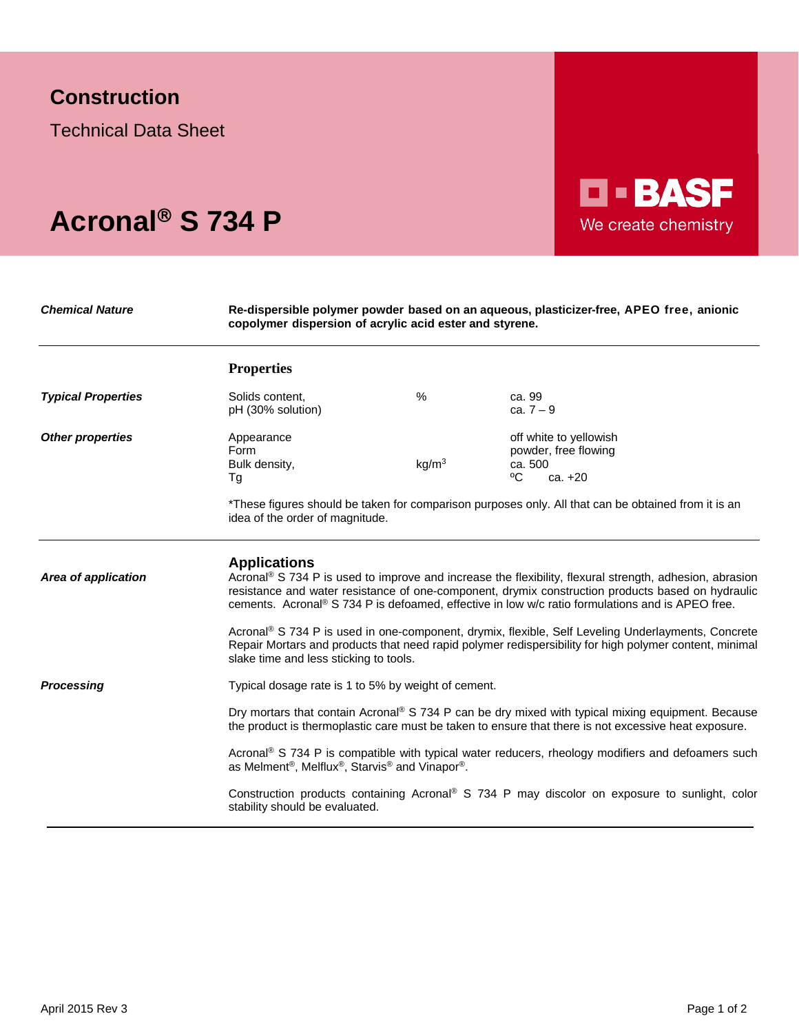**Construction**

Technical Data Sheet

# Acronal® S 734 P

BASF
We create chemistry

***Chemical Nature***

**Re-dispersible polymer powder based on an aqueous, plasticizer-free, APEO free, anionic copolymer dispersion of acrylic acid ester and styrene.**

## Properties

| | | | |
|---|---|---|---|
| ***Typical Properties*** | Solids content, | % | ca. 99 |
| | pH (30% solution) | | ca. 7 – 9 |
| ***Other properties*** | Appearance | | off white to yellowish |
| | Form | | powder, free flowing |
| | Bulk density, | $kg/m^3$ | ca. 500 |
| | Tg | | ºC ca. +20 |

*These figures should be taken for comparison purposes only. All that can be obtained from it is an idea of the order of magnitude.

## Applications

***Area of application***

Acronal® S 734 P is used to improve and increase the flexibility, flexural strength, adhesion, abrasion resistance and water resistance of one-component, drymix construction products based on hydraulic cements. Acronal® S 734 P is defoamed, effective in low w/c ratio formulations and is APEO free.

Acronal® S 734 P is used in one-component, drymix, flexible, Self Leveling Underlayments, Concrete Repair Mortars and products that need rapid polymer redispersibility for high polymer content, minimal slake time and less sticking to tools.

***Processing***

Typical dosage rate is 1 to 5% by weight of cement.

Dry mortars that contain Acronal® S 734 P can be dry mixed with typical mixing equipment. Because the product is thermoplastic care must be taken to ensure that there is not excessive heat exposure.

Acronal® S 734 P is compatible with typical water reducers, rheology modifiers and defoamers such as Melment®, Melflux®, Starvis® and Vinapor®.

Construction products containing Acronal® S 734 P may discolor on exposure to sunlight, color stability should be evaluated.

April 2015 Rev 3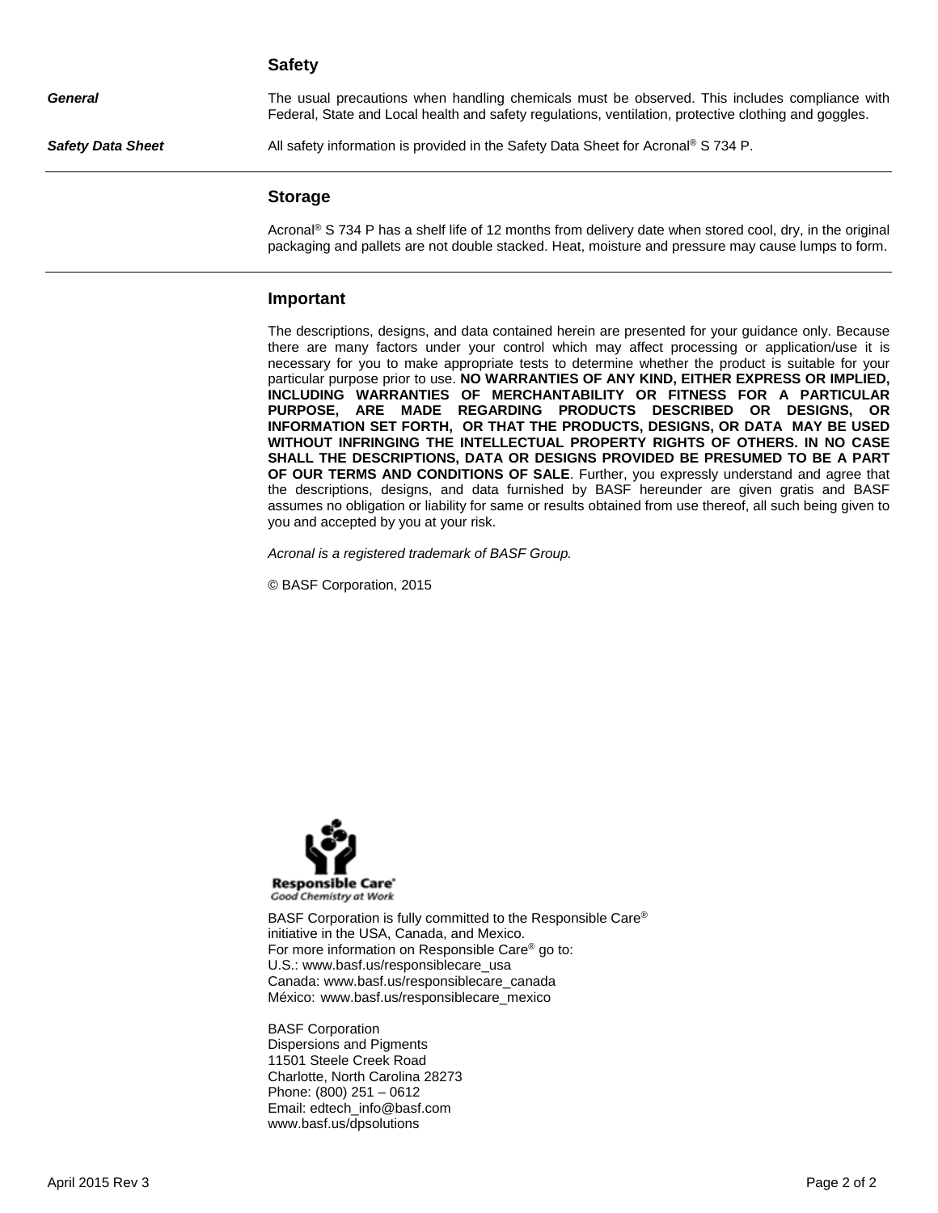## Safety

***General***

The usual precautions when handling chemicals must be observed. This includes compliance with Federal, State and Local health and safety regulations, ventilation, protective clothing and goggles.

***Safety Data Sheet***

All safety information is provided in the Safety Data Sheet for Acronal® S 734 P.

## Storage

Acronal® S 734 P has a shelf life of 12 months from delivery date when stored cool, dry, in the original packaging and pallets are not double stacked. Heat, moisture and pressure may cause lumps to form.

## Important

The descriptions, designs, and data contained herein are presented for your guidance only. Because there are many factors under your control which may affect processing or application/use it is necessary for you to make appropriate tests to determine whether the product is suitable for your particular purpose prior to use. **NO WARRANTIES OF ANY KIND, EITHER EXPRESS OR IMPLIED, INCLUDING WARRANTIES OF MERCHANTABILITY OR FITNESS FOR A PARTICULAR PURPOSE, ARE MADE REGARDING PRODUCTS DESCRIBED OR DESIGNS, OR INFORMATION SET FORTH, OR THAT THE PRODUCTS, DESIGNS, OR DATA MAY BE USED WITHOUT INFRINGING THE INTELLECTUAL PROPERTY RIGHTS OF OTHERS. IN NO CASE SHALL THE DESCRIPTIONS, DATA OR DESIGNS PROVIDED BE PRESUMED TO BE A PART OF OUR TERMS AND CONDITIONS OF SALE**. Further, you expressly understand and agree that the descriptions, designs, and data furnished by BASF hereunder are given gratis and BASF assumes no obligation or liability for same or results obtained from use thereof, all such being given to you and accepted by you at your risk.

*Acronal is a registered trademark of BASF Group.*

© BASF Corporation, 2015

**Responsible Care®**
*Good Chemistry at Work*

BASF Corporation is fully committed to the Responsible Care®
initiative in the USA, Canada, and Mexico.
For more information on Responsible Care® go to:
U.S.: www.basf.us/responsiblecare_usa
Canada: www.basf.us/responsiblecare_canada
México: www.basf.us/responsiblecare_mexico

BASF Corporation
Dispersions and Pigments
11501 Steele Creek Road
Charlotte, North Carolina 28273
Phone: (800) 251 – 0612
Email: edtech_info@basf.com
www.basf.us/dpsolutions

April 2015 Rev 3